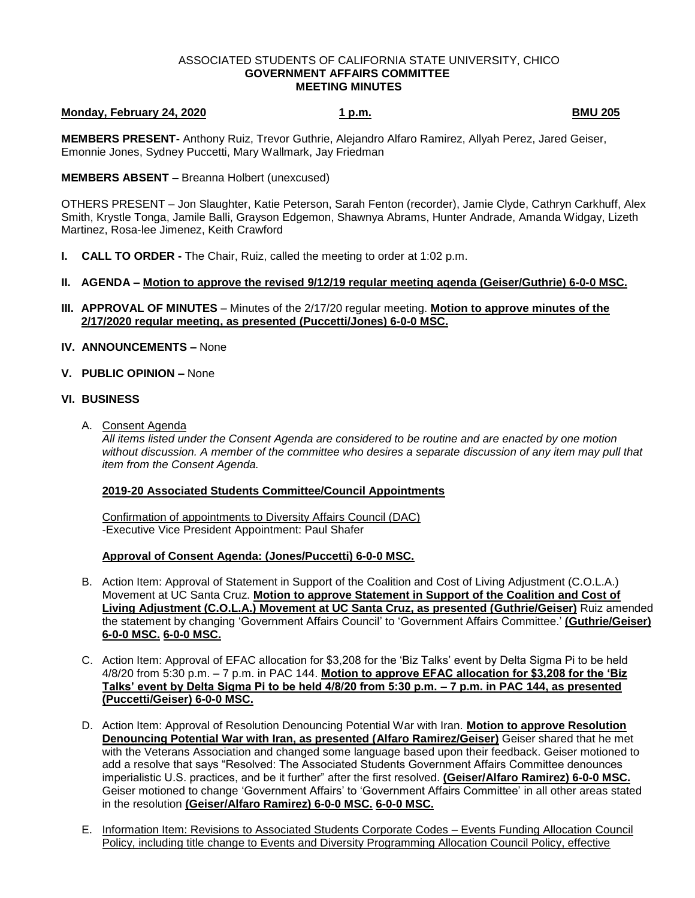ASSOCIATED STUDENTS OF CALIFORNIA STATE UNIVERSITY, CHICO
**GOVERNMENT AFFAIRS COMMITTEE**
**MEETING MINUTES**

**Monday, February 24, 2020** **1 p.m.** **BMU 205**

**MEMBERS PRESENT-** Anthony Ruiz, Trevor Guthrie, Alejandro Alfaro Ramirez, Allyah Perez, Jared Geiser, Emonnie Jones, Sydney Puccetti, Mary Wallmark, Jay Friedman

**MEMBERS ABSENT –** Breanna Holbert (unexcused)

OTHERS PRESENT – Jon Slaughter, Katie Peterson, Sarah Fenton (recorder), Jamie Clyde, Cathryn Carkhuff, Alex Smith, Krystle Tonga, Jamile Balli, Grayson Edgemon, Shawnya Abrams, Hunter Andrade, Amanda Widgay, Lizeth Martinez, Rosa-lee Jimenez, Keith Crawford

**I. CALL TO ORDER -** The Chair, Ruiz, called the meeting to order at 1:02 p.m.

**II. AGENDA – Motion to approve the revised 9/12/19 regular meeting agenda (Geiser/Guthrie) 6-0-0 MSC.**

**III. APPROVAL OF MINUTES** – Minutes of the 2/17/20 regular meeting. **Motion to approve minutes of the 2/17/2020 regular meeting, as presented (Puccetti/Jones) 6-0-0 MSC.**

**IV. ANNOUNCEMENTS –** None

**V. PUBLIC OPINION –** None

**VI. BUSINESS**

A. Consent Agenda
*All items listed under the Consent Agenda are considered to be routine and are enacted by one motion without discussion. A member of the committee who desires a separate discussion of any item may pull that item from the Consent Agenda.*

**2019-20 Associated Students Committee/Council Appointments**

Confirmation of appointments to Diversity Affairs Council (DAC)
-Executive Vice President Appointment: Paul Shafer

**Approval of Consent Agenda: (Jones/Puccetti) 6-0-0 MSC.**

B. Action Item: Approval of Statement in Support of the Coalition and Cost of Living Adjustment (C.O.L.A.) Movement at UC Santa Cruz. **Motion to approve Statement in Support of the Coalition and Cost of Living Adjustment (C.O.L.A.) Movement at UC Santa Cruz, as presented (Guthrie/Geiser)** Ruiz amended the statement by changing 'Government Affairs Council' to 'Government Affairs Committee.' **(Guthrie/Geiser) 6-0-0 MSC. 6-0-0 MSC.**

C. Action Item: Approval of EFAC allocation for $3,208 for the 'Biz Talks' event by Delta Sigma Pi to be held 4/8/20 from 5:30 p.m. – 7 p.m. in PAC 144. **Motion to approve EFAC allocation for $3,208 for the 'Biz Talks' event by Delta Sigma Pi to be held 4/8/20 from 5:30 p.m. – 7 p.m. in PAC 144, as presented (Puccetti/Geiser) 6-0-0 MSC.**

D. Action Item: Approval of Resolution Denouncing Potential War with Iran. **Motion to approve Resolution Denouncing Potential War with Iran, as presented (Alfaro Ramirez/Geiser)** Geiser shared that he met with the Veterans Association and changed some language based upon their feedback. Geiser motioned to add a resolve that says "Resolved: The Associated Students Government Affairs Committee denounces imperialistic U.S. practices, and be it further" after the first resolved. **(Geiser/Alfaro Ramirez) 6-0-0 MSC.** Geiser motioned to change 'Government Affairs' to 'Government Affairs Committee' in all other areas stated in the resolution **(Geiser/Alfaro Ramirez) 6-0-0 MSC. 6-0-0 MSC.**

E. Information Item: Revisions to Associated Students Corporate Codes – Events Funding Allocation Council Policy, including title change to Events and Diversity Programming Allocation Council Policy, effective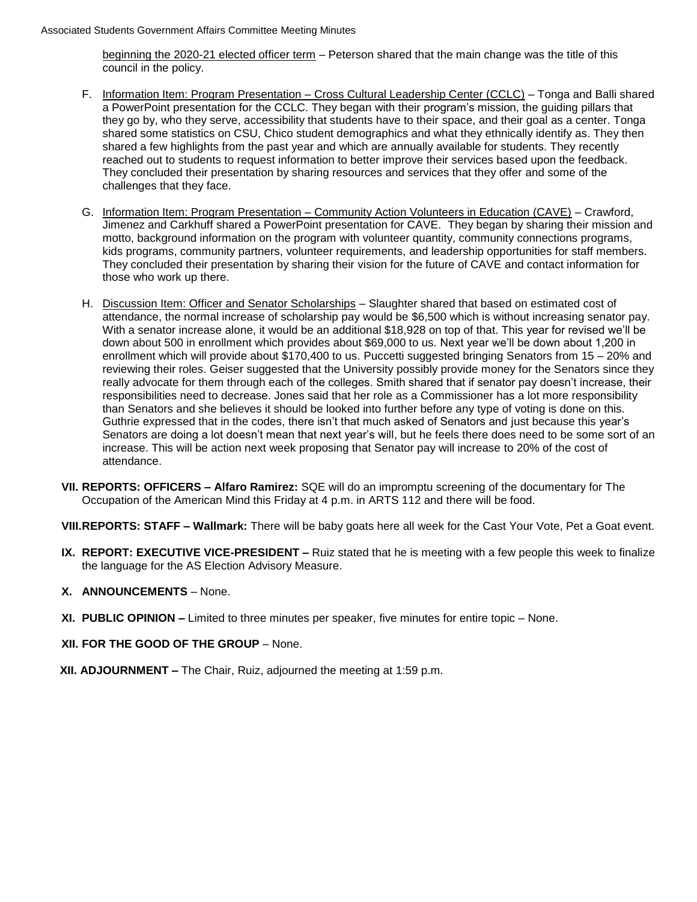beginning the 2020-21 elected officer term – Peterson shared that the main change was the title of this council in the policy.

F. Information Item: Program Presentation – Cross Cultural Leadership Center (CCLC) – Tonga and Balli shared a PowerPoint presentation for the CCLC. They began with their program's mission, the guiding pillars that they go by, who they serve, accessibility that students have to their space, and their goal as a center. Tonga shared some statistics on CSU, Chico student demographics and what they ethnically identify as. They then shared a few highlights from the past year and which are annually available for students. They recently reached out to students to request information to better improve their services based upon the feedback. They concluded their presentation by sharing resources and services that they offer and some of the challenges that they face.

G. Information Item: Program Presentation – Community Action Volunteers in Education (CAVE) – Crawford, Jimenez and Carkhuff shared a PowerPoint presentation for CAVE. They began by sharing their mission and motto, background information on the program with volunteer quantity, community connections programs, kids programs, community partners, volunteer requirements, and leadership opportunities for staff members. They concluded their presentation by sharing their vision for the future of CAVE and contact information for those who work up there.

H. Discussion Item: Officer and Senator Scholarships – Slaughter shared that based on estimated cost of attendance, the normal increase of scholarship pay would be $6,500 which is without increasing senator pay. With a senator increase alone, it would be an additional $18,928 on top of that. This year for revised we'll be down about 500 in enrollment which provides about $69,000 to us. Next year we'll be down about 1,200 in enrollment which will provide about $170,400 to us. Puccetti suggested bringing Senators from 15 – 20% and reviewing their roles. Geiser suggested that the University possibly provide money for the Senators since they really advocate for them through each of the colleges. Smith shared that if senator pay doesn't increase, their responsibilities need to decrease. Jones said that her role as a Commissioner has a lot more responsibility than Senators and she believes it should be looked into further before any type of voting is done on this. Guthrie expressed that in the codes, there isn't that much asked of Senators and just because this year's Senators are doing a lot doesn't mean that next year's will, but he feels there does need to be some sort of an increase. This will be action next week proposing that Senator pay will increase to 20% of the cost of attendance.

**VII. REPORTS: OFFICERS – Alfaro Ramirez:** SQE will do an impromptu screening of the documentary for The Occupation of the American Mind this Friday at 4 p.m. in ARTS 112 and there will be food.

**VIII. REPORTS: STAFF – Wallmark:** There will be baby goats here all week for the Cast Your Vote, Pet a Goat event.

**IX. REPORT: EXECUTIVE VICE-PRESIDENT –** Ruiz stated that he is meeting with a few people this week to finalize the language for the AS Election Advisory Measure.

**X. ANNOUNCEMENTS** – None.

**XI. PUBLIC OPINION –** Limited to three minutes per speaker, five minutes for entire topic – None.

**XII. FOR THE GOOD OF THE GROUP** – None.

**XII. ADJOURNMENT –** The Chair, Ruiz, adjourned the meeting at 1:59 p.m.